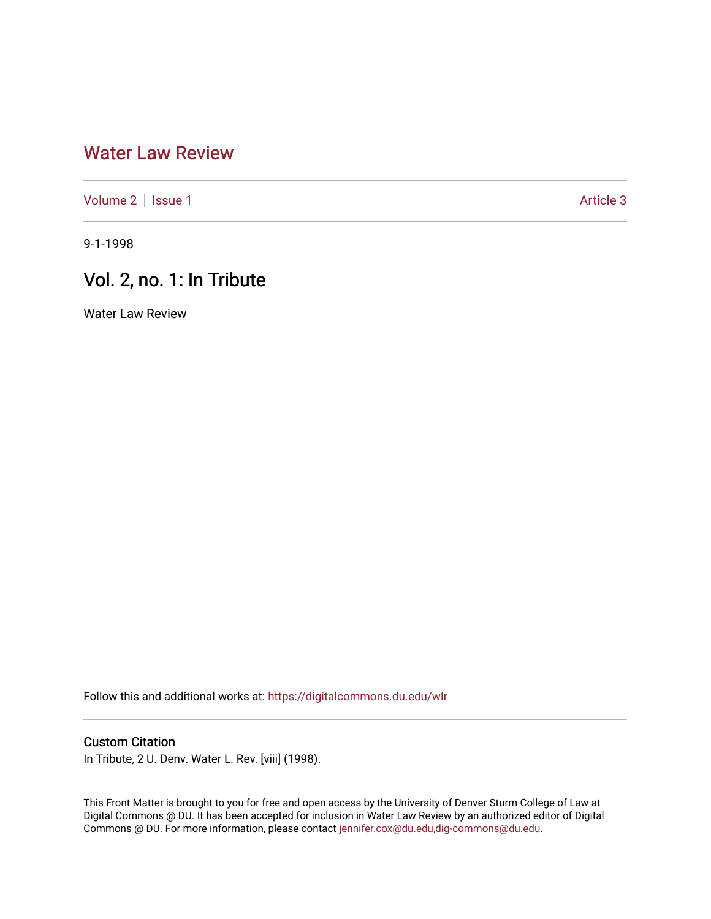# Water Law Review

Volume 2 | Issue 1 Article 3

9-1-1998

## Vol. 2, no. 1: In Tribute

Water Law Review

Follow this and additional works at: https://digitalcommons.du.edu/wlr

### Custom Citation

In Tribute, 2 U. Denv. Water L. Rev. [viii] (1998).

This Front Matter is brought to you for free and open access by the University of Denver Sturm College of Law at Digital Commons @ DU. It has been accepted for inclusion in Water Law Review by an authorized editor of Digital Commons @ DU. For more information, please contact jennifer.cox@du.edu,dig-commons@du.edu.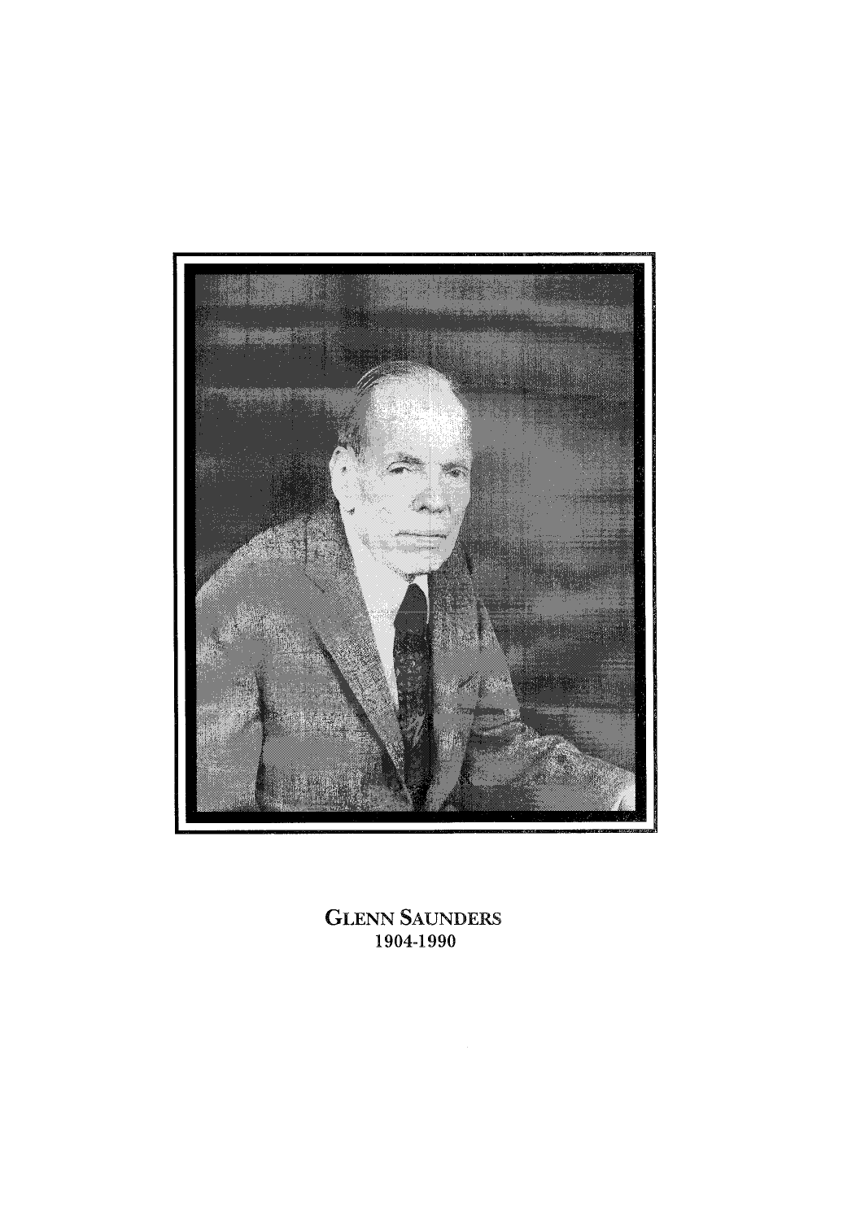GLENN SAUNDERS
1904-1990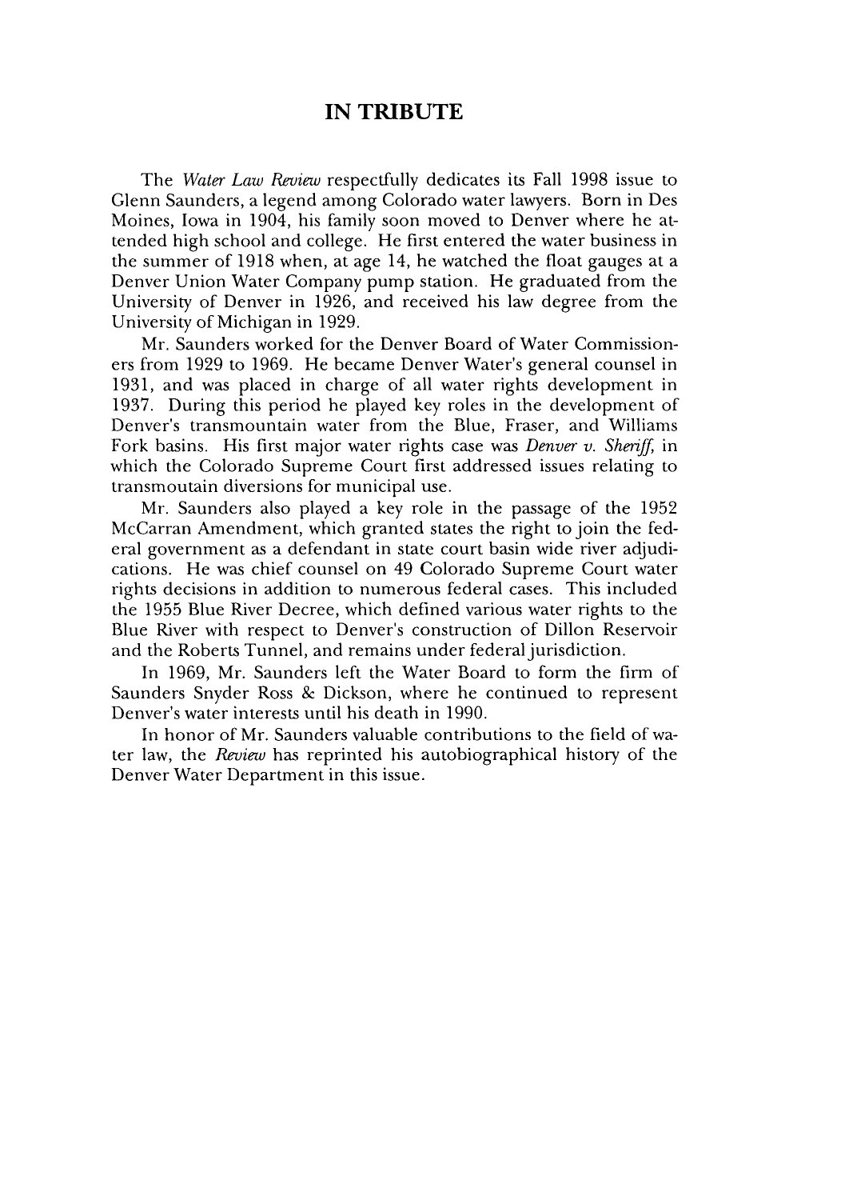# IN TRIBUTE

The *Water Law Review* respectfully dedicates its Fall 1998 issue to Glenn Saunders, a legend among Colorado water lawyers. Born in Des Moines, Iowa in 1904, his family soon moved to Denver where he attended high school and college. He first entered the water business in the summer of 1918 when, at age 14, he watched the float gauges at a Denver Union Water Company pump station. He graduated from the University of Denver in 1926, and received his law degree from the University of Michigan in 1929.

Mr. Saunders worked for the Denver Board of Water Commissioners from 1929 to 1969. He became Denver Water's general counsel in 1931, and was placed in charge of all water rights development in 1937. During this period he played key roles in the development of Denver's transmountain water from the Blue, Fraser, and Williams Fork basins. His first major water rights case was *Denver v. Sheriff*, in which the Colorado Supreme Court first addressed issues relating to transmoutain diversions for municipal use.

Mr. Saunders also played a key role in the passage of the 1952 McCarran Amendment, which granted states the right to join the federal government as a defendant in state court basin wide river adjudications. He was chief counsel on 49 Colorado Supreme Court water rights decisions in addition to numerous federal cases. This included the 1955 Blue River Decree, which defined various water rights to the Blue River with respect to Denver's construction of Dillon Reservoir and the Roberts Tunnel, and remains under federal jurisdiction.

In 1969, Mr. Saunders left the Water Board to form the firm of Saunders Snyder Ross & Dickson, where he continued to represent Denver's water interests until his death in 1990.

In honor of Mr. Saunders valuable contributions to the field of water law, the *Review* has reprinted his autobiographical history of the Denver Water Department in this issue.